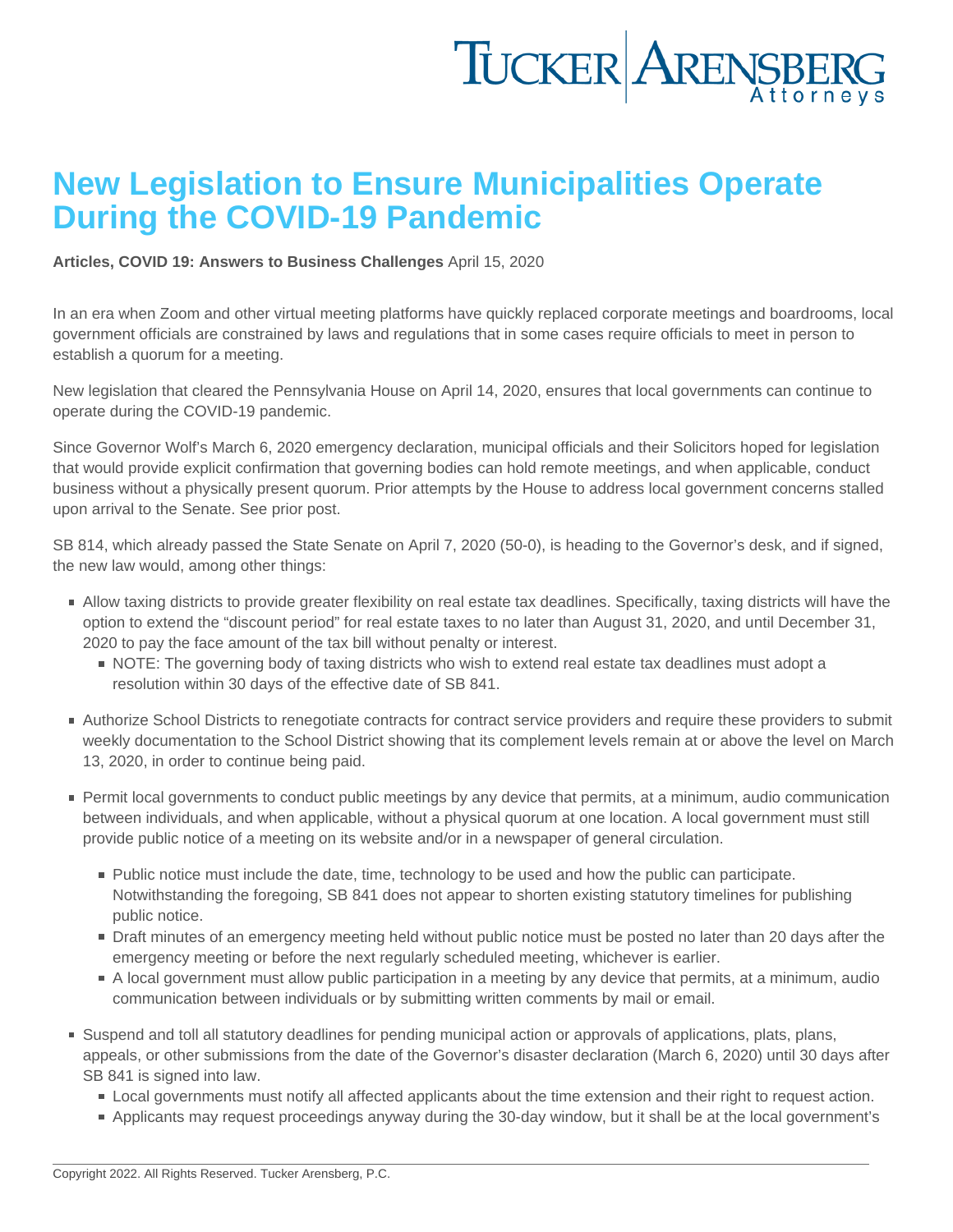# New Legislation to Ensure Municipalities Operate During the COVID-19 Pandemic

**Articles, COVID 19: Answers to Business Challenges** April 15, 2020

In an era when Zoom and other virtual meeting platforms have quickly replaced corporate meetings and boardrooms, local government officials are constrained by laws and regulations that in some cases require officials to meet in person to establish a quorum for a meeting.

New legislation that cleared the Pennsylvania House on April 14, 2020, ensures that local governments can continue to operate during the COVID-19 pandemic.

Since Governor Wolf's March 6, 2020 emergency declaration, municipal officials and their Solicitors hoped for legislation that would provide explicit confirmation that governing bodies can hold remote meetings, and when applicable, conduct business without a physically present quorum. Prior attempts by the House to address local government concerns stalled upon arrival to the Senate. See prior post.

SB 814, which already passed the State Senate on April 7, 2020 (50-0), is heading to the Governor's desk, and if signed, the new law would, among other things:

- Allow taxing districts to provide greater flexibility on real estate tax deadlines. Specifically, taxing districts will have the option to extend the "discount period" for real estate taxes to no later than August 31, 2020, and until December 31, 2020 to pay the face amount of the tax bill without penalty or interest.
  - NOTE: The governing body of taxing districts who wish to extend real estate tax deadlines must adopt a resolution within 30 days of the effective date of SB 841.
- Authorize School Districts to renegotiate contracts for contract service providers and require these providers to submit weekly documentation to the School District showing that its complement levels remain at or above the level on March 13, 2020, in order to continue being paid.
- Permit local governments to conduct public meetings by any device that permits, at a minimum, audio communication between individuals, and when applicable, without a physical quorum at one location. A local government must still provide public notice of a meeting on its website and/or in a newspaper of general circulation.
  - Public notice must include the date, time, technology to be used and how the public can participate. Notwithstanding the foregoing, SB 841 does not appear to shorten existing statutory timelines for publishing public notice.
  - Draft minutes of an emergency meeting held without public notice must be posted no later than 20 days after the emergency meeting or before the next regularly scheduled meeting, whichever is earlier.
  - A local government must allow public participation in a meeting by any device that permits, at a minimum, audio communication between individuals or by submitting written comments by mail or email.
- Suspend and toll all statutory deadlines for pending municipal action or approvals of applications, plats, plans, appeals, or other submissions from the date of the Governor's disaster declaration (March 6, 2020) until 30 days after SB 841 is signed into law.
  - Local governments must notify all affected applicants about the time extension and their right to request action.
  - Applicants may request proceedings anyway during the 30-day window, but it shall be at the local government's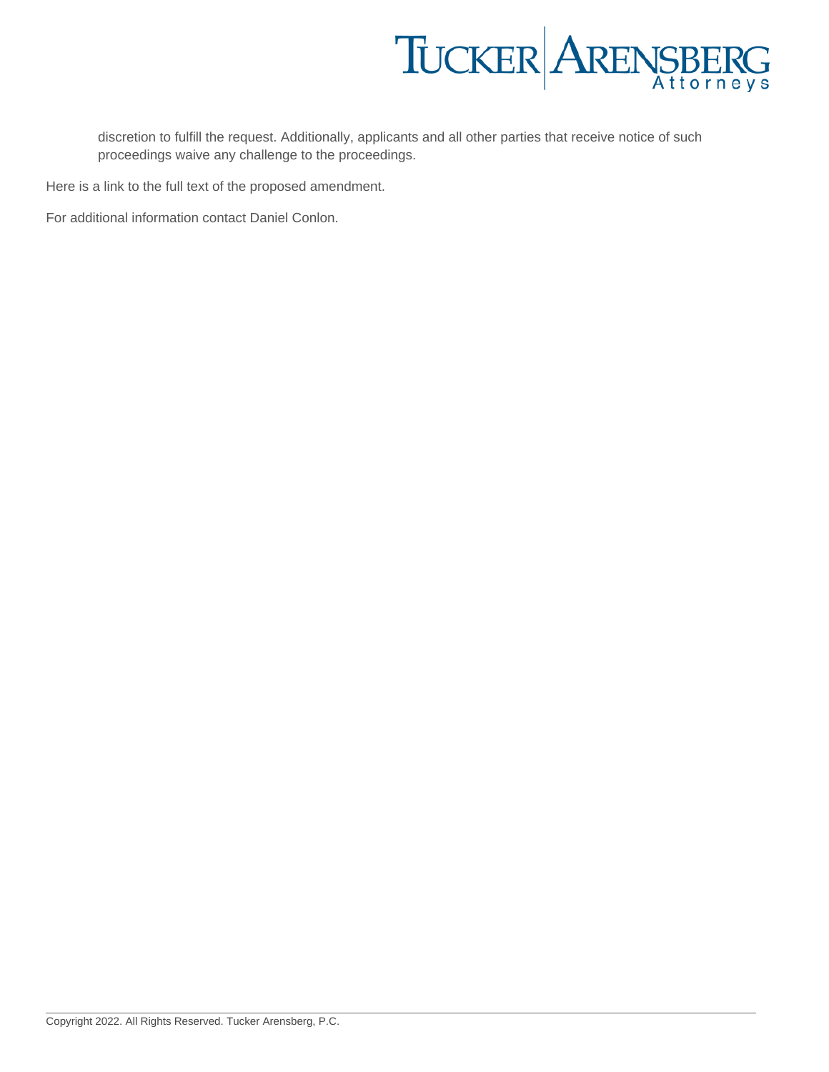discretion to fulfill the request. Additionally, applicants and all other parties that receive notice of such proceedings waive any challenge to the proceedings.

Here is a link to the full text of the proposed amendment.

For additional information contact Daniel Conlon.